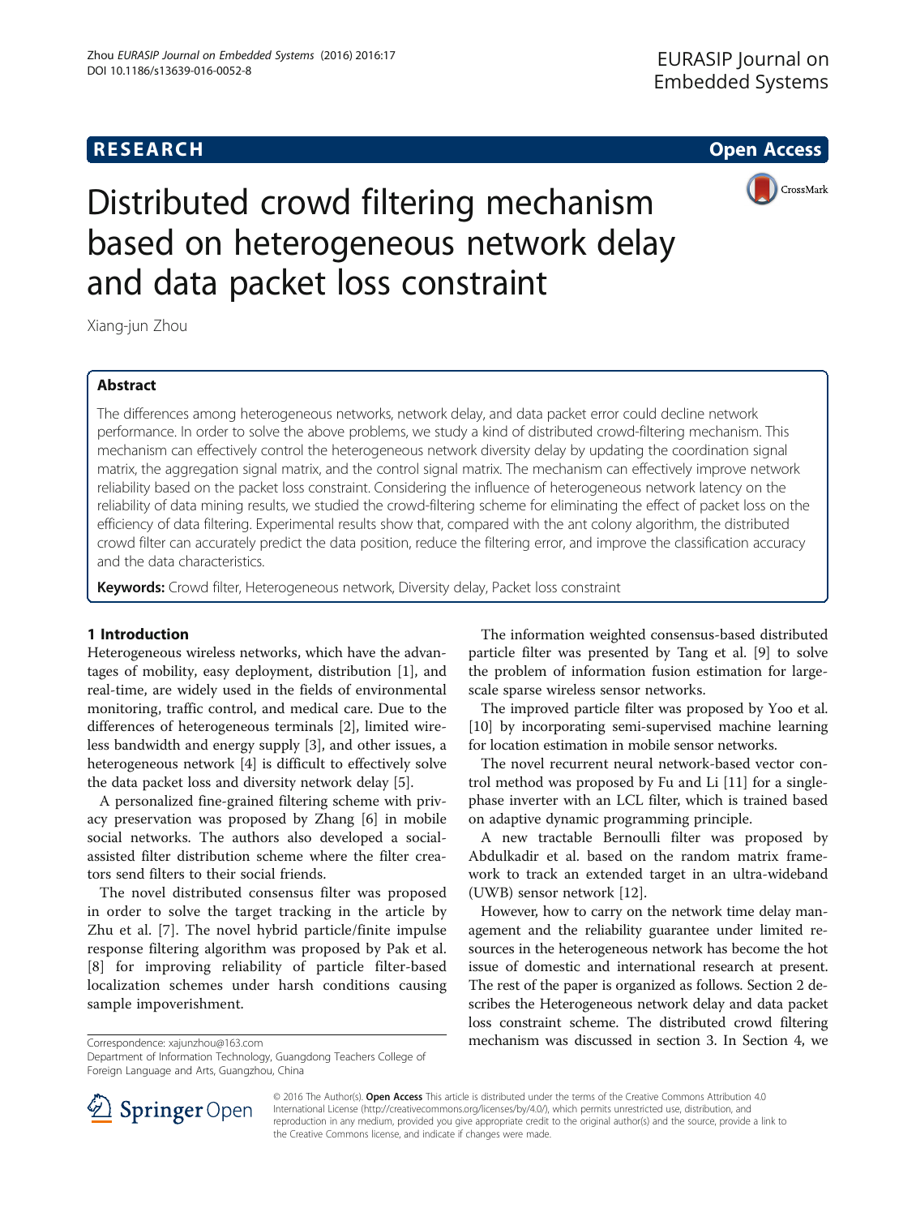# Distributed crowd filtering mechanism based on heterogeneous network delay and data packet loss constraint

Xiang-jun Zhou

## Abstract

The differences among heterogeneous networks, network delay, and data packet error could decline network performance. In order to solve the above problems, we study a kind of distributed crowd-filtering mechanism. This mechanism can effectively control the heterogeneous network diversity delay by updating the coordination signal matrix, the aggregation signal matrix, and the control signal matrix. The mechanism can effectively improve network reliability based on the packet loss constraint. Considering the influence of heterogeneous network latency on the reliability of data mining results, we studied the crowd-filtering scheme for eliminating the effect of packet loss on the efficiency of data filtering. Experimental results show that, compared with the ant colony algorithm, the distributed crowd filter can accurately predict the data position, reduce the filtering error, and improve the classification accuracy and the data characteristics.

**Keywords:** Crowd filter, Heterogeneous network, Diversity delay, Packet loss constraint

## 1 Introduction

Heterogeneous wireless networks, which have the advantages of mobility, easy deployment, distribution [1], and real-time, are widely used in the fields of environmental monitoring, traffic control, and medical care. Due to the differences of heterogeneous terminals [2], limited wireless bandwidth and energy supply [3], and other issues, a heterogeneous network [4] is difficult to effectively solve the data packet loss and diversity network delay [5].

A personalized fine-grained filtering scheme with privacy preservation was proposed by Zhang [6] in mobile social networks. The authors also developed a social-assisted filter distribution scheme where the filter creators send filters to their social friends.

The novel distributed consensus filter was proposed in order to solve the target tracking in the article by Zhu et al. [7]. The novel hybrid particle/finite impulse response filtering algorithm was proposed by Pak et al. [8] for improving reliability of particle filter-based localization schemes under harsh conditions causing sample impoverishment.

The information weighted consensus-based distributed particle filter was presented by Tang et al. [9] to solve the problem of information fusion estimation for large-scale sparse wireless sensor networks.

The improved particle filter was proposed by Yoo et al. [10] by incorporating semi-supervised machine learning for location estimation in mobile sensor networks.

The novel recurrent neural network-based vector control method was proposed by Fu and Li [11] for a single-phase inverter with an LCL filter, which is trained based on adaptive dynamic programming principle.

A new tractable Bernoulli filter was proposed by Abdulkadir et al. based on the random matrix framework to track an extended target in an ultra-wideband (UWB) sensor network [12].

However, how to carry on the network time delay management and the reliability guarantee under limited resources in the heterogeneous network has become the hot issue of domestic and international research at present. The rest of the paper is organized as follows. Section 2 describes the Heterogeneous network delay and data packet loss constraint scheme. The distributed crowd filtering mechanism was discussed in section 3. In Section 4, we

Correspondence: xajunzhou@163.com
Department of Information Technology, Guangdong Teachers College of Foreign Language and Arts, Guangzhou, China

© 2016 The Author(s). **Open Access** This article is distributed under the terms of the Creative Commons Attribution 4.0 International License (http://creativecommons.org/licenses/by/4.0/), which permits unrestricted use, distribution, and reproduction in any medium, provided you give appropriate credit to the original author(s) and the source, provide a link to the Creative Commons license, and indicate if changes were made.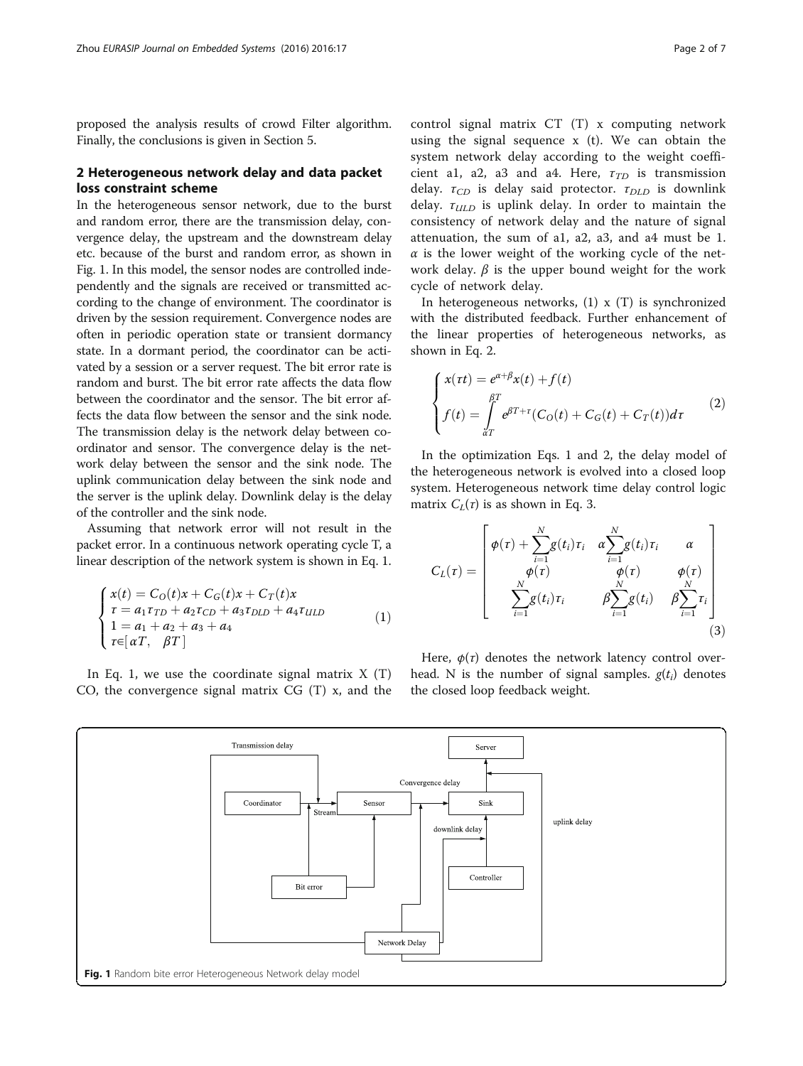proposed the analysis results of crowd Filter algorithm. Finally, the conclusions is given in Section 5.

## 2 Heterogeneous network delay and data packet loss constraint scheme

In the heterogeneous sensor network, due to the burst and random error, there are the transmission delay, convergence delay, the upstream and the downstream delay etc. because of the burst and random error, as shown in Fig. 1. In this model, the sensor nodes are controlled independently and the signals are received or transmitted according to the change of environment. The coordinator is driven by the session requirement. Convergence nodes are often in periodic operation state or transient dormancy state. In a dormant period, the coordinator can be activated by a session or a server request. The bit error rate is random and burst. The bit error rate affects the data flow between the coordinator and the sensor. The bit error affects the data flow between the sensor and the sink node. The transmission delay is the network delay between coordinator and sensor. The convergence delay is the network delay between the sensor and the sink node. The uplink communication delay between the sink node and the server is the uplink delay. Downlink delay is the delay of the controller and the sink node.

Assuming that network error will not result in the packet error. In a continuous network operating cycle T, a linear description of the network system is shown in Eq. 1.

$$\begin{cases} x(t) = C_O(t)x + C_G(t)x + C_T(t)x \\ \tau = a_1\tau_{TD} + a_2\tau_{CD} + a_3\tau_{DLD} + a_4\tau_{ULD} \\ 1 = a_1 + a_2 + a_3 + a_4 \\ \tau \in [\alpha T, \quad \beta T] \end{cases} \tag{1}$$

In Eq. 1, we use the coordinate signal matrix X (T) CO, the convergence signal matrix CG (T) x, and the control signal matrix CT (T) x computing network using the signal sequence x (t). We can obtain the system network delay according to the weight coefficient a1, a2, a3 and a4. Here, $\tau_{TD}$ is transmission delay. $\tau_{CD}$ is delay said protector. $\tau_{DLD}$ is downlink delay. $\tau_{ULD}$ is uplink delay. In order to maintain the consistency of network delay and the nature of signal attenuation, the sum of a1, a2, a3, and a4 must be 1. $\alpha$ is the lower weight of the working cycle of the network delay. $\beta$ is the upper bound weight for the work cycle of network delay.

In heterogeneous networks, (1) x (T) is synchronized with the distributed feedback. Further enhancement of the linear properties of heterogeneous networks, as shown in Eq. 2.

$$\begin{cases} x(\tau t) = e^{\alpha+\beta}x(t) + f(t) \\ f(t) = \int\limits_{\alpha T}^{\beta T} e^{\beta T+\tau}(C_O(t) + C_G(t) + C_T(t))d\tau \end{cases} \tag{2}$$

In the optimization Eqs. 1 and 2, the delay model of the heterogeneous network is evolved into a closed loop system. Heterogeneous network time delay control logic matrix $C_L(\tau)$ is as shown in Eq. 3.

$$C_L(\tau) = \begin{bmatrix} \phi(\tau) + \sum\limits_{i=1}^{N} g(t_i)\tau_i & \alpha\sum\limits_{i=1}^{N} g(t_i)\tau_i & \alpha \\ \phi(\tau) & \phi(\tau) & \phi(\tau) \\ \sum\limits_{i=1}^{N} g(t_i)\tau_i & \beta\sum\limits_{i=1}^{N} g(t_i) & \beta\sum\limits_{i=1}^{N} \tau_i \end{bmatrix} \tag{3}$$

Here, $\phi(\tau)$ denotes the network latency control overhead. N is the number of signal samples. $g(t_i)$ denotes the closed loop feedback weight.

**Fig. 1** Random bite error Heterogeneous Network delay model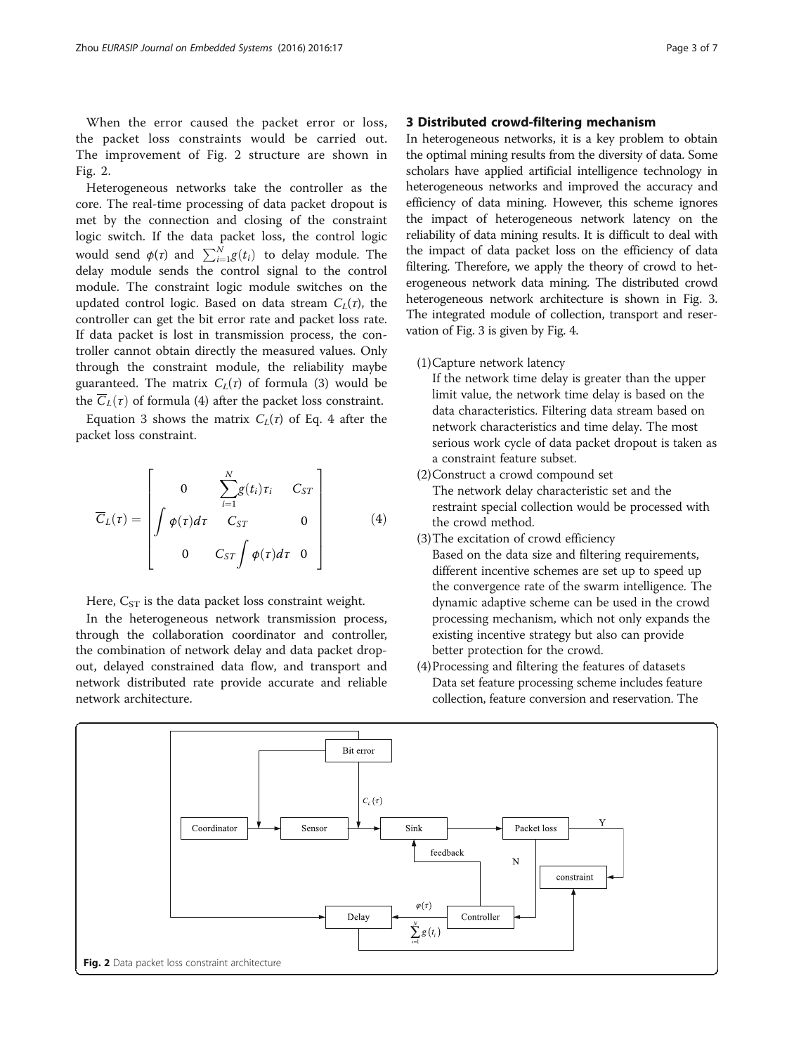When the error caused the packet error or loss, the packet loss constraints would be carried out. The improvement of Fig. 2 structure are shown in Fig. 2.

Heterogeneous networks take the controller as the core. The real-time processing of data packet dropout is met by the connection and closing of the constraint logic switch. If the data packet loss, the control logic would send $\phi(\tau)$ and $\sum_{i=1}^{N} g(t_i)$ to delay module. The delay module sends the control signal to the control module. The constraint logic module switches on the updated control logic. Based on data stream $C_L(\tau)$, the controller can get the bit error rate and packet loss rate. If data packet is lost in transmission process, the controller cannot obtain directly the measured values. Only through the constraint module, the reliability maybe guaranteed. The matrix $C_L(\tau)$ of formula (3) would be the $\overline{C}_L(\tau)$ of formula (4) after the packet loss constraint.

Equation 3 shows the matrix $C_L(\tau)$ of Eq. 4 after the packet loss constraint.

$$\overline{C}_L(\tau) = \begin{bmatrix} 0 & \sum_{i=1}^{N} g(t_i)\tau_i & C_{ST} \\ \int \phi(\tau)d\tau & C_{ST} & 0 \\ 0 & C_{ST}\int \phi(\tau)d\tau & 0 \end{bmatrix} \tag{4}$$

Here, $C_{ST}$ is the data packet loss constraint weight.

In the heterogeneous network transmission process, through the collaboration coordinator and controller, the combination of network delay and data packet dropout, delayed constrained data flow, and transport and network distributed rate provide accurate and reliable network architecture.

## 3 Distributed crowd-filtering mechanism

In heterogeneous networks, it is a key problem to obtain the optimal mining results from the diversity of data. Some scholars have applied artificial intelligence technology in heterogeneous networks and improved the accuracy and efficiency of data mining. However, this scheme ignores the impact of heterogeneous network latency on the reliability of data mining results. It is difficult to deal with the impact of data packet loss on the efficiency of data filtering. Therefore, we apply the theory of crowd to heterogeneous network data mining. The distributed crowd heterogeneous network architecture is shown in Fig. 3. The integrated module of collection, transport and reservation of Fig. 3 is given by Fig. 4.

(1) Capture network latency
If the network time delay is greater than the upper limit value, the network time delay is based on the data characteristics. Filtering data stream based on network characteristics and time delay. The most serious work cycle of data packet dropout is taken as a constraint feature subset.

(2) Construct a crowd compound set
The network delay characteristic set and the restraint special collection would be processed with the crowd method.

(3) The excitation of crowd efficiency
Based on the data size and filtering requirements, different incentive schemes are set up to speed up the convergence rate of the swarm intelligence. The dynamic adaptive scheme can be used in the crowd processing mechanism, which not only expands the existing incentive strategy but also can provide better protection for the crowd.

(4) Processing and filtering the features of datasets
Data set feature processing scheme includes feature collection, feature conversion and reservation. The

**Fig. 2** Data packet loss constraint architecture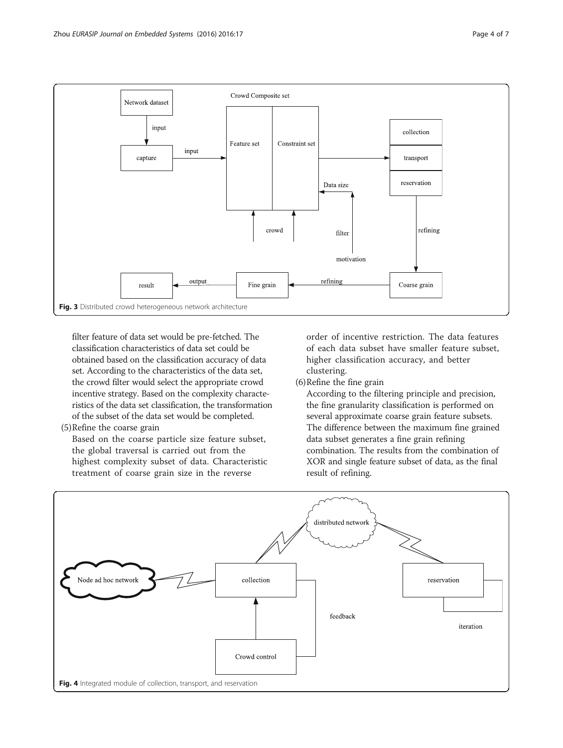Fig. 3 Distributed crowd heterogeneous network architecture

filter feature of data set would be pre-fetched. The classification characteristics of data set could be obtained based on the classification accuracy of data set. According to the characteristics of the data set, the crowd filter would select the appropriate crowd incentive strategy. Based on the complexity characteristics of the data set classification, the transformation of the subset of the data set would be completed.

(5) Refine the coarse grain

Based on the coarse particle size feature subset, the global traversal is carried out from the highest complexity subset of data. Characteristic treatment of coarse grain size in the reverse order of incentive restriction. The data features of each data subset have smaller feature subset, higher classification accuracy, and better clustering.

(6) Refine the fine grain

According to the filtering principle and precision, the fine granularity classification is performed on several approximate coarse grain feature subsets. The difference between the maximum fine grained data subset generates a fine grain refining combination. The results from the combination of XOR and single feature subset of data, as the final result of refining.

Fig. 4 Integrated module of collection, transport, and reservation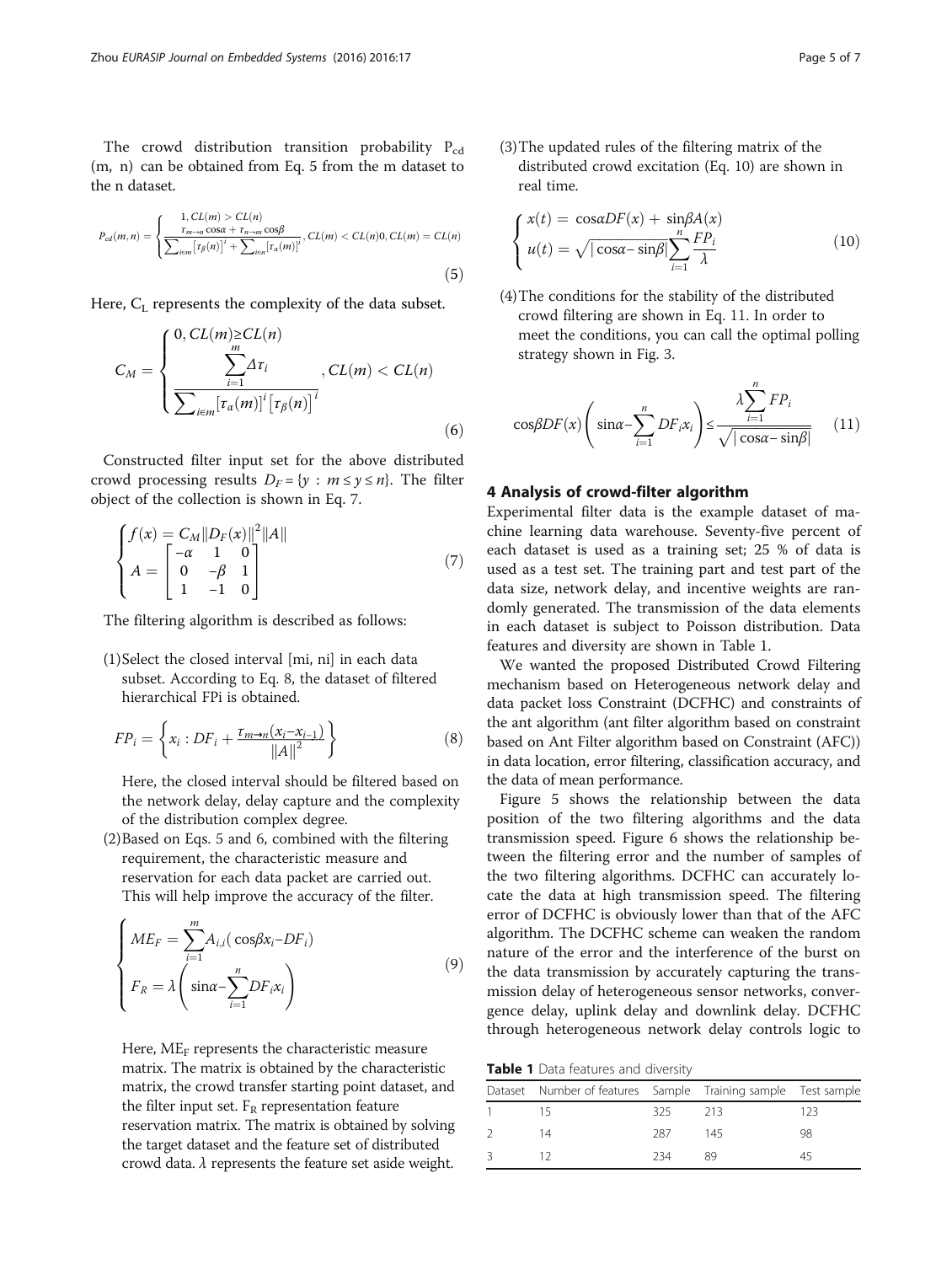The crowd distribution transition probability $P_{cd}$ (m, n) can be obtained from Eq. 5 from the m dataset to the n dataset.

$$P_{cd}(m,n) = \begin{cases} 1, CL(m) > CL(n) \\ \frac{\tau_{m\to n}\cos\alpha + \tau_{n\to m}\cos\beta}{\sum_{i\in m}[\tau_\beta(n)]^i + \sum_{i\in n}[\tau_\alpha(m)]^i}, CL(m) < CL(n)0, CL(m) = CL(n) \end{cases} \tag{5}$$

Here, $C_L$ represents the complexity of the data subset.

$$C_M = \begin{cases} 0, CL(m) \geq CL(n) \\ \frac{\sum_{i=1}^{m}\Delta\tau_i}{\sum_{i\in m}[\tau_\alpha(m)]^i[\tau_\beta(n)]^i}, CL(m) < CL(n) \end{cases} \tag{6}$$

Constructed filter input set for the above distributed crowd processing results $D_F = \{y : m \leq y \leq n\}$. The filter object of the collection is shown in Eq. 7.

$$\begin{cases} f(x) = C_M\|D_F(x)\|^2\|A\| \\ A = \begin{bmatrix} -\alpha & 1 & 0 \\ 0 & -\beta & 1 \\ 1 & -1 & 0 \end{bmatrix} \end{cases} \tag{7}$$

The filtering algorithm is described as follows:

(1) Select the closed interval [mi, ni] in each data subset. According to Eq. 8, the dataset of filtered hierarchical FPi is obtained.

$$FP_i = \left\{ x_i : DF_i + \frac{\tau_{m\to n}(x_i - x_{i-1})}{\|A\|^2} \right\} \tag{8}$$

Here, the closed interval should be filtered based on the network delay, delay capture and the complexity of the distribution complex degree.

(2) Based on Eqs. 5 and 6, combined with the filtering requirement, the characteristic measure and reservation for each data packet are carried out. This will help improve the accuracy of the filter.

$$\begin{cases} ME_F = \sum_{i=1}^{m} A_{i,i}(\cos\beta x_i - DF_i) \\ F_R = \lambda\left(\sin\alpha - \sum_{i=1}^{n} DF_i x_i\right) \end{cases} \tag{9}$$

Here, $ME_F$ represents the characteristic measure matrix. The matrix is obtained by the characteristic matrix, the crowd transfer starting point dataset, and the filter input set. $F_R$ representation feature reservation matrix. The matrix is obtained by solving the target dataset and the feature set of distributed crowd data. $\lambda$ represents the feature set aside weight.

(3) The updated rules of the filtering matrix of the distributed crowd excitation (Eq. 10) are shown in real time.

$$\begin{cases} x(t) = \cos\alpha DF(x) + \sin\beta A(x) \\ u(t) = \sqrt{|\cos\alpha - \sin\beta|}\sum_{i=1}^{n}\frac{FP_i}{\lambda} \end{cases} \tag{10}$$

(4) The conditions for the stability of the distributed crowd filtering are shown in Eq. 11. In order to meet the conditions, you can call the optimal polling strategy shown in Fig. 3.

$$\cos\beta DF(x)\left(\sin\alpha - \sum_{i=1}^{n} DF_i x_i\right) \leq \frac{\lambda\sum_{i=1}^{n} FP_i}{\sqrt{|\cos\alpha - \sin\beta|}} \tag{11}$$

## 4 Analysis of crowd-filter algorithm

Experimental filter data is the example dataset of machine learning data warehouse. Seventy-five percent of each dataset is used as a training set; 25 % of data is used as a test set. The training part and test part of the data size, network delay, and incentive weights are randomly generated. The transmission of the data elements in each dataset is subject to Poisson distribution. Data features and diversity are shown in Table 1.

We wanted the proposed Distributed Crowd Filtering mechanism based on Heterogeneous network delay and data packet loss Constraint (DCFHC) and constraints of the ant algorithm (ant filter algorithm based on constraint based on Ant Filter algorithm based on Constraint (AFC)) in data location, error filtering, classification accuracy, and the data of mean performance.

Figure 5 shows the relationship between the data position of the two filtering algorithms and the data transmission speed. Figure 6 shows the relationship between the filtering error and the number of samples of the two filtering algorithms. DCFHC can accurately locate the data at high transmission speed. The filtering error of DCFHC is obviously lower than that of the AFC algorithm. The DCFHC scheme can weaken the random nature of the error and the interference of the burst on the data transmission by accurately capturing the transmission delay of heterogeneous sensor networks, convergence delay, uplink delay and downlink delay. DCFHC through heterogeneous network delay controls logic to

**Table 1** Data features and diversity

| Dataset | Number of features | Sample | Training sample | Test sample |
|---|---|---|---|---|
| 1 | 15 | 325 | 213 | 123 |
| 2 | 14 | 287 | 145 | 98 |
| 3 | 12 | 234 | 89 | 45 |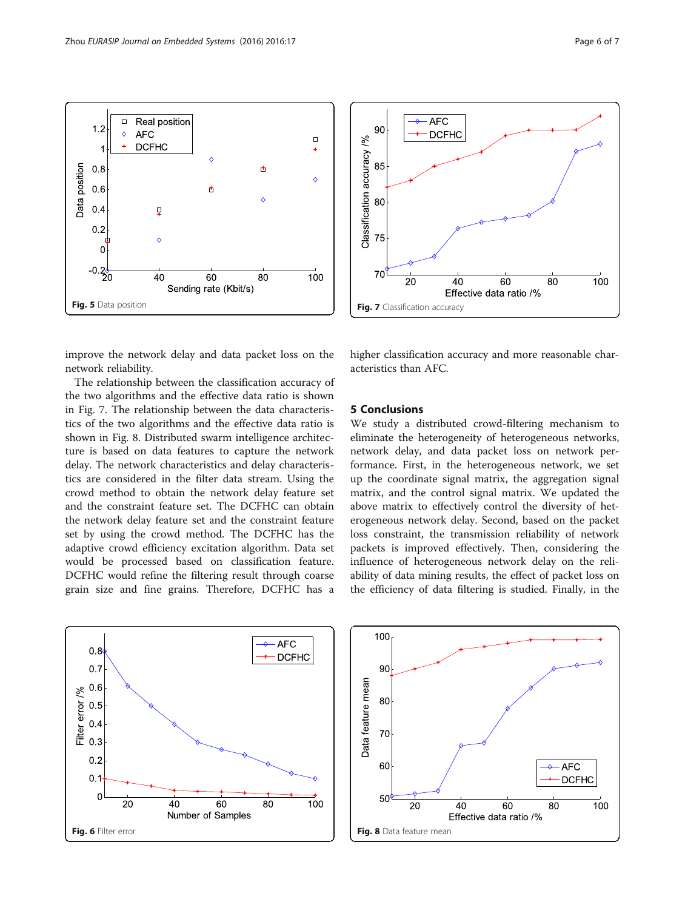Fig. 5 Data position

Fig. 7 Classification accuracy

improve the network delay and data packet loss on the network reliability.

The relationship between the classification accuracy of the two algorithms and the effective data ratio is shown in Fig. 7. The relationship between the data characteristics of the two algorithms and the effective data ratio is shown in Fig. 8. Distributed swarm intelligence architecture is based on data features to capture the network delay. The network characteristics and delay characteristics are considered in the filter data stream. Using the crowd method to obtain the network delay feature set and the constraint feature set. The DCFHC can obtain the network delay feature set and the constraint feature set by using the crowd method. The DCFHC has the adaptive crowd efficiency excitation algorithm. Data set would be processed based on classification feature. DCFHC would refine the filtering result through coarse grain size and fine grains. Therefore, DCFHC has a higher classification accuracy and more reasonable characteristics than AFC.

## 5 Conclusions

We study a distributed crowd-filtering mechanism to eliminate the heterogeneity of heterogeneous networks, network delay, and data packet loss on network performance. First, in the heterogeneous network, we set up the coordinate signal matrix, the aggregation signal matrix, and the control signal matrix. We updated the above matrix to effectively control the diversity of heterogeneous network delay. Second, based on the packet loss constraint, the transmission reliability of network packets is improved effectively. Then, considering the influence of heterogeneous network delay on the reliability of data mining results, the effect of packet loss on the efficiency of data filtering is studied. Finally, in the

Fig. 6 Filter error

Fig. 8 Data feature mean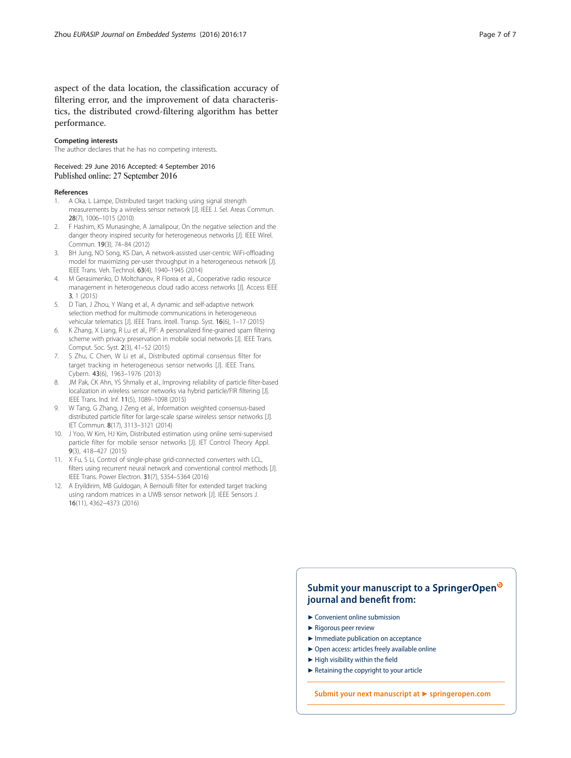aspect of the data location, the classification accuracy of filtering error, and the improvement of data characteristics, the distributed crowd-filtering algorithm has better performance.

#### Competing interests

The author declares that he has no competing interests.

Received: 29 June 2016 Accepted: 4 September 2016
Published online: 27 September 2016

#### References

1. A Oka, L Lampe, Distributed target tracking using signal strength measurements by a wireless sensor network [J]. IEEE J. Sel. Areas Commun. **28**(7), 1006–1015 (2010)
2. F Hashim, KS Munasinghe, A Jamalipour, On the negative selection and the danger theory inspired security for heterogeneous networks [J]. IEEE Wirel. Commun. **19**(3), 74–84 (2012)
3. BH Jung, NO Song, KS Dan, A network-assisted user-centric WiFi-offloading model for maximizing per-user throughput in a heterogeneous network [J]. IEEE Trans. Veh. Technol. **63**(4), 1940–1945 (2014)
4. M Gerasimenko, D Moltchanov, R Florea et al., Cooperative radio resource management in heterogeneous cloud radio access networks [J]. Access IEEE **3**, 1 (2015)
5. D Tian, J Zhou, Y Wang et al., A dynamic and self-adaptive network selection method for multimode communications in heterogeneous vehicular telematics [J]. IEEE Trans. Intell. Transp. Syst. **16**(6), 1–17 (2015)
6. K Zhang, X Liang, R Lu et al., PIF: A personalized fine-grained spam filtering scheme with privacy preservation in mobile social networks [J]. IEEE Trans. Comput. Soc. Syst. **2**(3), 41–52 (2015)
7. S Zhu, C Chen, W Li et al., Distributed optimal consensus filter for target tracking in heterogeneous sensor networks [J]. IEEE Trans. Cybern. **43**(6), 1963–1976 (2013)
8. JM Pak, CK Ahn, YS Shmaliy et al., Improving reliability of particle filter-based localization in wireless sensor networks via hybrid particle/FIR filtering [J]. IEEE Trans. Ind. Inf. **11**(5), 1089–1098 (2015)
9. W Tang, G Zhang, J Zeng et al., Information weighted consensus-based distributed particle filter for large-scale sparse wireless sensor networks [J]. IET Commun. **8**(17), 3113–3121 (2014)
10. J Yoo, W Kim, HJ Kim, Distributed estimation using online semi-supervised particle filter for mobile sensor networks [J]. IET Control Theory Appl. **9**(3), 418–427 (2015)
11. X Fu, S Li, Control of single-phase grid-connected converters with LCL, filters using recurrent neural network and conventional control methods [J]. IEEE Trans. Power Electron. **31**(7), 5354–5364 (2016)
12. A Eryildirim, MB Guldogan, A Bernoulli filter for extended target tracking using random matrices in a UWB sensor network [J]. IEEE Sensors J. **16**(11), 4362–4373 (2016)

**Submit your manuscript to a SpringerOpen journal and benefit from:**

- ► Convenient online submission
- ► Rigorous peer review
- ► Immediate publication on acceptance
- ► Open access: articles freely available online
- ► High visibility within the field
- ► Retaining the copyright to your article

**Submit your next manuscript at ► springeropen.com**